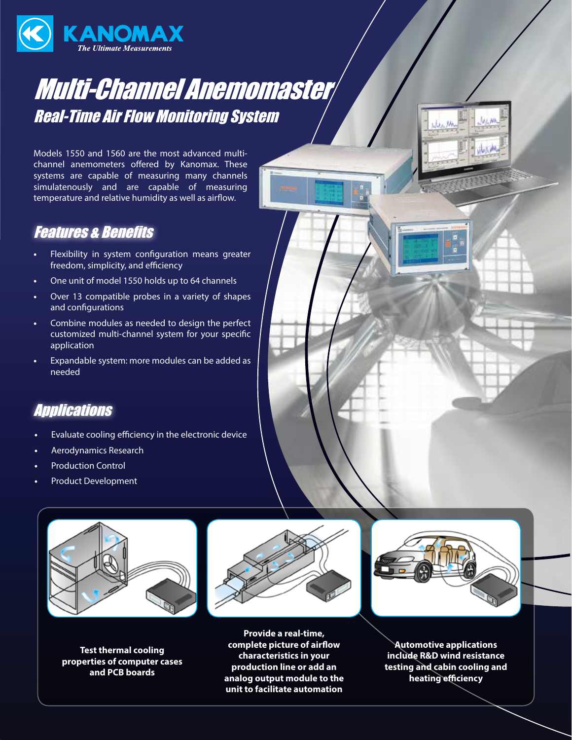**KANOMAX**
*The Ultimate Measurements*

# Multi-Channel Anemomaster

## Real-Time Air Flow Monitoring System

Models 1550 and 1560 are the most advanced multi-channel anemometers offered by Kanomax. These systems are capable of measuring many channels simulatenously and are capable of measuring temperature and relative humidity as well as airflow.

## Features & Benefits

- Flexibility in system configuration means greater freedom, simplicity, and efficiency
- One unit of model 1550 holds up to 64 channels
- Over 13 compatible probes in a variety of shapes and configurations
- Combine modules as needed to design the perfect customized multi-channel system for your specific application
- Expandable system: more modules can be added as needed

## Applications

- Evaluate cooling efficiency in the electronic device
- Aerodynamics Research
- Production Control
- Product Development

**Test thermal cooling properties of computer cases and PCB boards**

**Provide a real-time, complete picture of airflow characteristics in your production line or add an analog output module to the unit to facilitate automation**

**Automotive applications include R&D wind resistance testing and cabin cooling and heating efficiency**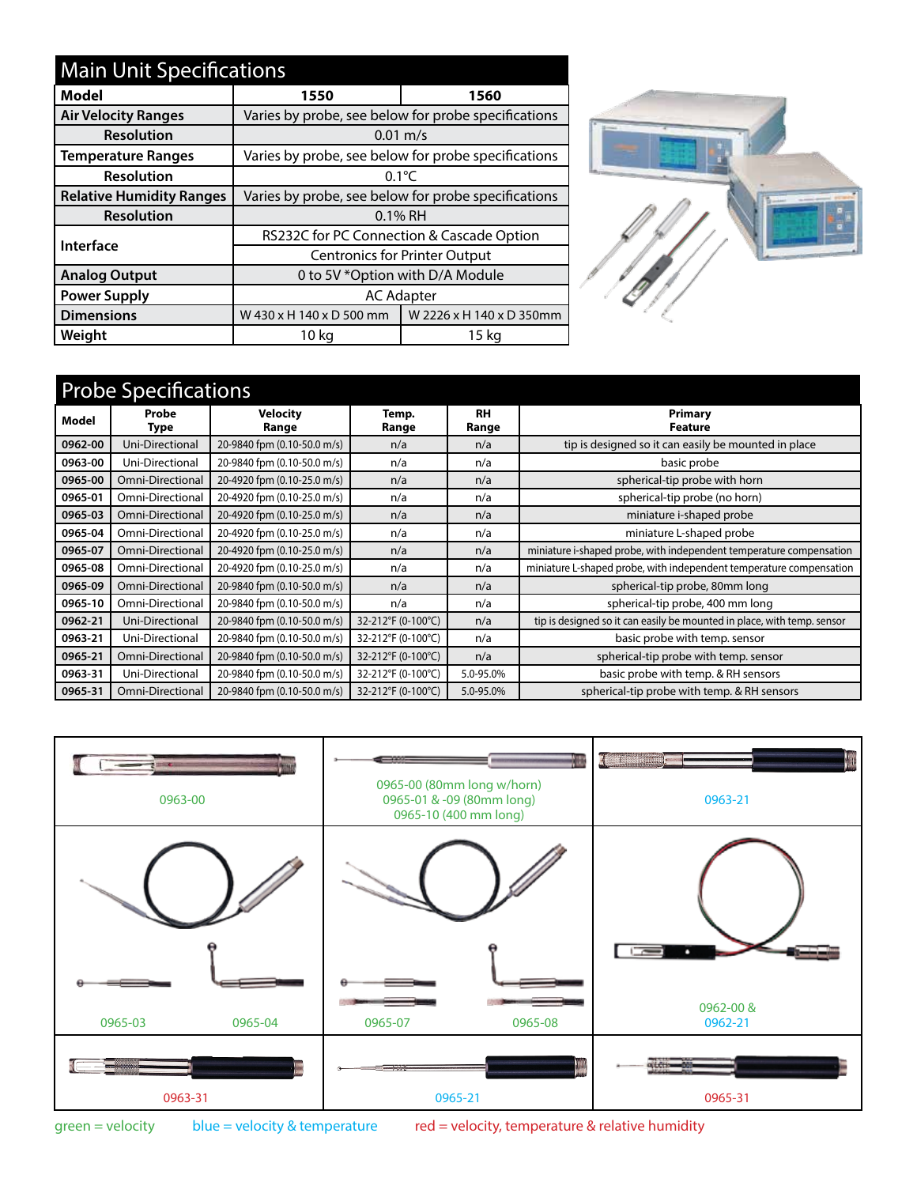## Main Unit Specifications

| Model | 1550 | 1560 |
|---|---|---|
| Air Velocity Ranges | Varies by probe, see below for probe specifications | |
| Resolution | 0.01 m/s | |
| Temperature Ranges | Varies by probe, see below for probe specifications | |
| Resolution | 0.1°C | |
| Relative Humidity Ranges | Varies by probe, see below for probe specifications | |
| Resolution | 0.1% RH | |
| Interface | RS232C for PC Connection & Cascade Option | |
| | Centronics for Printer Output | |
| Analog Output | 0 to 5V *Option with D/A Module | |
| Power Supply | AC Adapter | |
| Dimensions | W 430 x H 140 x D 500 mm | W 2226 x H 140 x D 350mm |
| Weight | 10 kg | 15 kg |

## Probe Specifications

| Model | Probe Type | Velocity Range | Temp. Range | RH Range | Primary Feature |
|---|---|---|---|---|---|
| 0962-00 | Uni-Directional | 20-9840 fpm (0.10-50.0 m/s) | n/a | n/a | tip is designed so it can easily be mounted in place |
| 0963-00 | Uni-Directional | 20-9840 fpm (0.10-50.0 m/s) | n/a | n/a | basic probe |
| 0965-00 | Omni-Directional | 20-4920 fpm (0.10-25.0 m/s) | n/a | n/a | spherical-tip probe with horn |
| 0965-01 | Omni-Directional | 20-4920 fpm (0.10-25.0 m/s) | n/a | n/a | spherical-tip probe (no horn) |
| 0965-03 | Omni-Directional | 20-4920 fpm (0.10-25.0 m/s) | n/a | n/a | miniature i-shaped probe |
| 0965-04 | Omni-Directional | 20-4920 fpm (0.10-25.0 m/s) | n/a | n/a | miniature L-shaped probe |
| 0965-07 | Omni-Directional | 20-4920 fpm (0.10-25.0 m/s) | n/a | n/a | miniature i-shaped probe, with independent temperature compensation |
| 0965-08 | Omni-Directional | 20-4920 fpm (0.10-25.0 m/s) | n/a | n/a | miniature L-shaped probe, with independent temperature compensation |
| 0965-09 | Omni-Directional | 20-9840 fpm (0.10-50.0 m/s) | n/a | n/a | spherical-tip probe, 80mm long |
| 0965-10 | Omni-Directional | 20-9840 fpm (0.10-50.0 m/s) | n/a | n/a | spherical-tip probe, 400 mm long |
| 0962-21 | Uni-Directional | 20-9840 fpm (0.10-50.0 m/s) | 32-212°F (0-100°C) | n/a | tip is designed so it can easily be mounted in place, with temp. sensor |
| 0963-21 | Uni-Directional | 20-9840 fpm (0.10-50.0 m/s) | 32-212°F (0-100°C) | n/a | basic probe with temp. sensor |
| 0965-21 | Omni-Directional | 20-9840 fpm (0.10-50.0 m/s) | 32-212°F (0-100°C) | n/a | spherical-tip probe with temp. sensor |
| 0963-31 | Uni-Directional | 20-9840 fpm (0.10-50.0 m/s) | 32-212°F (0-100°C) | 5.0-95.0% | basic probe with temp. & RH sensors |
| 0965-31 | Omni-Directional | 20-9840 fpm (0.10-50.0 m/s) | 32-212°F (0-100°C) | 5.0-95.0% | spherical-tip probe with temp. & RH sensors |

0963-00

0965-00 (80mm long w/horn)
0965-01 & -09 (80mm long)
0965-10 (400 mm long)

0963-21

0965-03 0965-04

0965-07 0965-08

0962-00 &
0962-21

0963-31

0965-21

0965-31

green = velocity blue = velocity & temperature red = velocity, temperature & relative humidity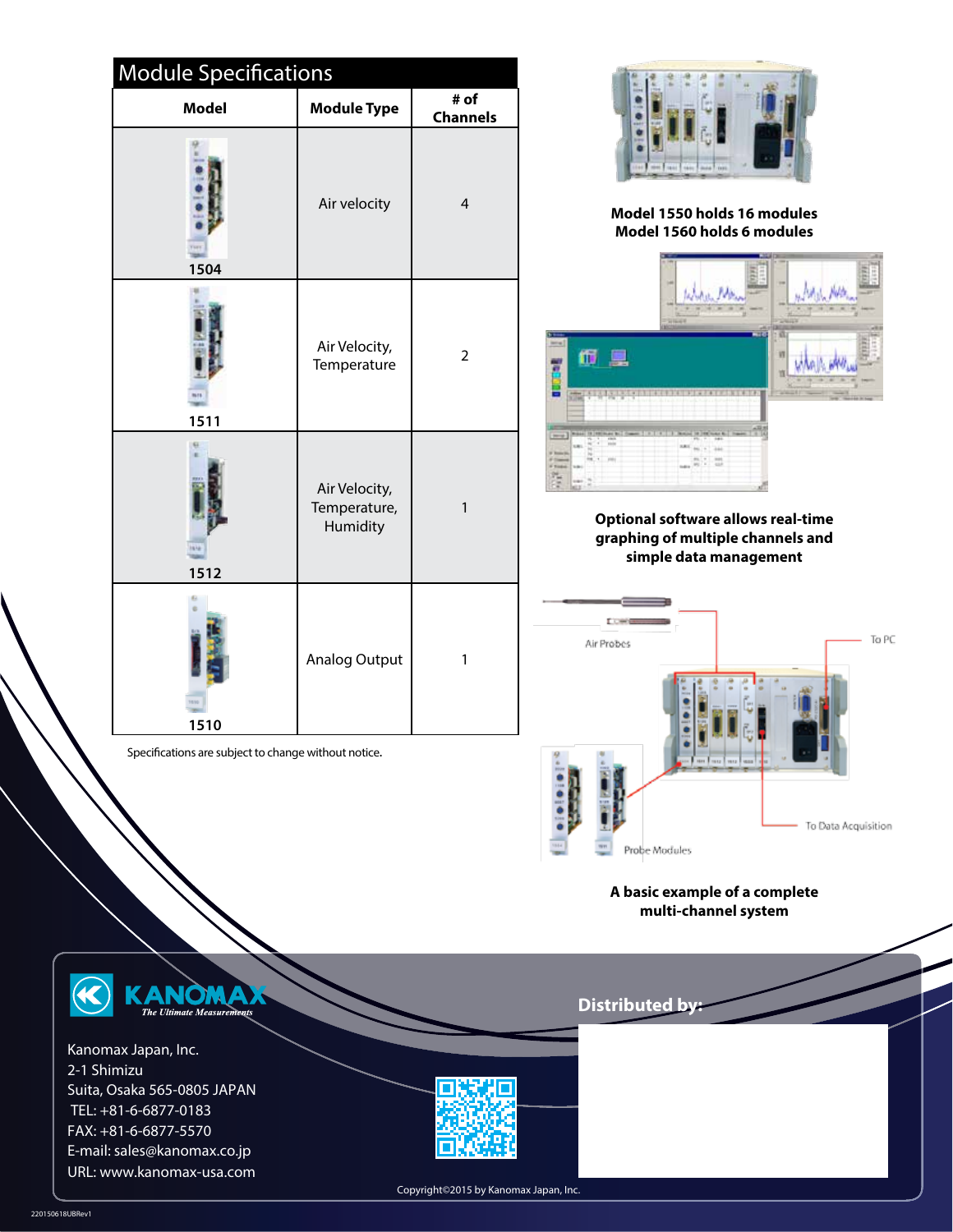## Module Specifications

| Model | Module Type | # of Channels |
|---|---|---|
| 1504 | Air velocity | 4 |
| 1511 | Air Velocity, Temperature | 2 |
| 1512 | Air Velocity, Temperature, Humidity | 1 |
| 1510 | Analog Output | 1 |

Specifications are subject to change without notice.

**Model 1550 holds 16 modules**
**Model 1560 holds 6 modules**

**Optional software allows real-time graphing of multiple channels and simple data management**

Air Probes

To PC

To Data Acquisition

Probe Modules

**A basic example of a complete multi-channel system**

KANOMAX
*The Ultimate Measurements*

Kanomax Japan, Inc.
2-1 Shimizu
Suita, Osaka 565-0805 JAPAN
TEL: +81-6-6877-0183
FAX: +81-6-6877-5570
E-mail: sales@kanomax.co.jp
URL: www.kanomax-usa.com

**Distributed by:**

Copyright©2015 by Kanomax Japan, Inc.

220150618UBRev1